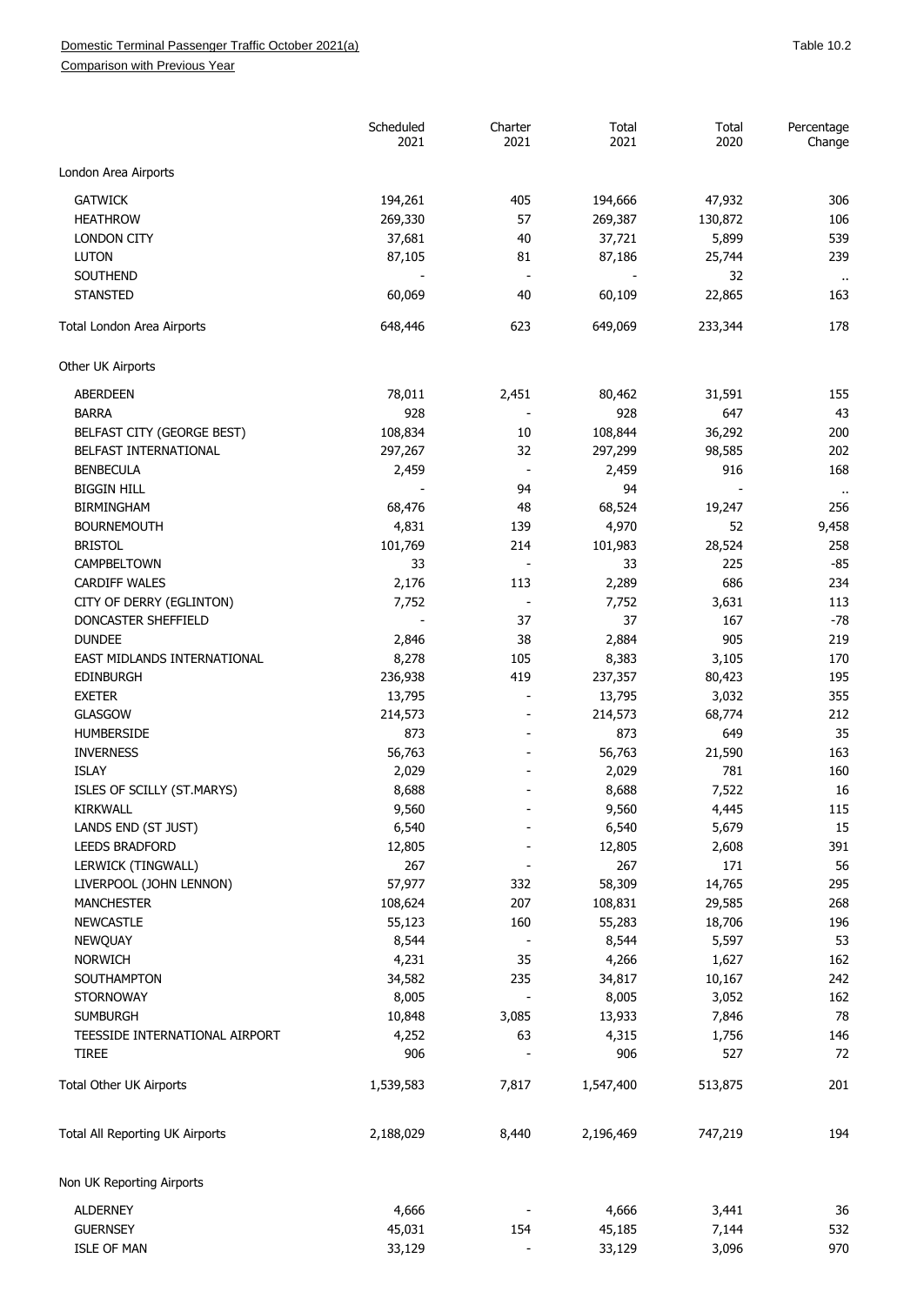Domestic Terminal Passenger Traffic October 2021(a)

Comparison with Previous Year

Table 10.2

| | Scheduled 2021 | Charter 2021 | Total 2021 | Total 2020 | Percentage Change |
|---|---|---|---|---|---|
| London Area Airports | | | | | |
| GATWICK | 194,261 | 405 | 194,666 | 47,932 | 306 |
| HEATHROW | 269,330 | 57 | 269,387 | 130,872 | 106 |
| LONDON CITY | 37,681 | 40 | 37,721 | 5,899 | 539 |
| LUTON | 87,105 | 81 | 87,186 | 25,744 | 239 |
| SOUTHEND | - | - | - | 32 | .. |
| STANSTED | 60,069 | 40 | 60,109 | 22,865 | 163 |
| Total London Area Airports | 648,446 | 623 | 649,069 | 233,344 | 178 |
| Other UK Airports | | | | | |
| ABERDEEN | 78,011 | 2,451 | 80,462 | 31,591 | 155 |
| BARRA | 928 | - | 928 | 647 | 43 |
| BELFAST CITY (GEORGE BEST) | 108,834 | 10 | 108,844 | 36,292 | 200 |
| BELFAST INTERNATIONAL | 297,267 | 32 | 297,299 | 98,585 | 202 |
| BENBECULA | 2,459 | - | 2,459 | 916 | 168 |
| BIGGIN HILL | - | 94 | 94 | - | .. |
| BIRMINGHAM | 68,476 | 48 | 68,524 | 19,247 | 256 |
| BOURNEMOUTH | 4,831 | 139 | 4,970 | 52 | 9,458 |
| BRISTOL | 101,769 | 214 | 101,983 | 28,524 | 258 |
| CAMPBELTOWN | 33 | - | 33 | 225 | -85 |
| CARDIFF WALES | 2,176 | 113 | 2,289 | 686 | 234 |
| CITY OF DERRY (EGLINTON) | 7,752 | - | 7,752 | 3,631 | 113 |
| DONCASTER SHEFFIELD | - | 37 | 37 | 167 | -78 |
| DUNDEE | 2,846 | 38 | 2,884 | 905 | 219 |
| EAST MIDLANDS INTERNATIONAL | 8,278 | 105 | 8,383 | 3,105 | 170 |
| EDINBURGH | 236,938 | 419 | 237,357 | 80,423 | 195 |
| EXETER | 13,795 | - | 13,795 | 3,032 | 355 |
| GLASGOW | 214,573 | - | 214,573 | 68,774 | 212 |
| HUMBERSIDE | 873 | - | 873 | 649 | 35 |
| INVERNESS | 56,763 | - | 56,763 | 21,590 | 163 |
| ISLAY | 2,029 | - | 2,029 | 781 | 160 |
| ISLES OF SCILLY (ST.MARYS) | 8,688 | - | 8,688 | 7,522 | 16 |
| KIRKWALL | 9,560 | - | 9,560 | 4,445 | 115 |
| LANDS END (ST JUST) | 6,540 | - | 6,540 | 5,679 | 15 |
| LEEDS BRADFORD | 12,805 | - | 12,805 | 2,608 | 391 |
| LERWICK (TINGWALL) | 267 | - | 267 | 171 | 56 |
| LIVERPOOL (JOHN LENNON) | 57,977 | 332 | 58,309 | 14,765 | 295 |
| MANCHESTER | 108,624 | 207 | 108,831 | 29,585 | 268 |
| NEWCASTLE | 55,123 | 160 | 55,283 | 18,706 | 196 |
| NEWQUAY | 8,544 | - | 8,544 | 5,597 | 53 |
| NORWICH | 4,231 | 35 | 4,266 | 1,627 | 162 |
| SOUTHAMPTON | 34,582 | 235 | 34,817 | 10,167 | 242 |
| STORNOWAY | 8,005 | - | 8,005 | 3,052 | 162 |
| SUMBURGH | 10,848 | 3,085 | 13,933 | 7,846 | 78 |
| TEESSIDE INTERNATIONAL AIRPORT | 4,252 | 63 | 4,315 | 1,756 | 146 |
| TIREE | 906 | - | 906 | 527 | 72 |
| Total Other UK Airports | 1,539,583 | 7,817 | 1,547,400 | 513,875 | 201 |
| Total All Reporting UK Airports | 2,188,029 | 8,440 | 2,196,469 | 747,219 | 194 |
| Non UK Reporting Airports | | | | | |
| ALDERNEY | 4,666 | - | 4,666 | 3,441 | 36 |
| GUERNSEY | 45,031 | 154 | 45,185 | 7,144 | 532 |
| ISLE OF MAN | 33,129 | - | 33,129 | 3,096 | 970 |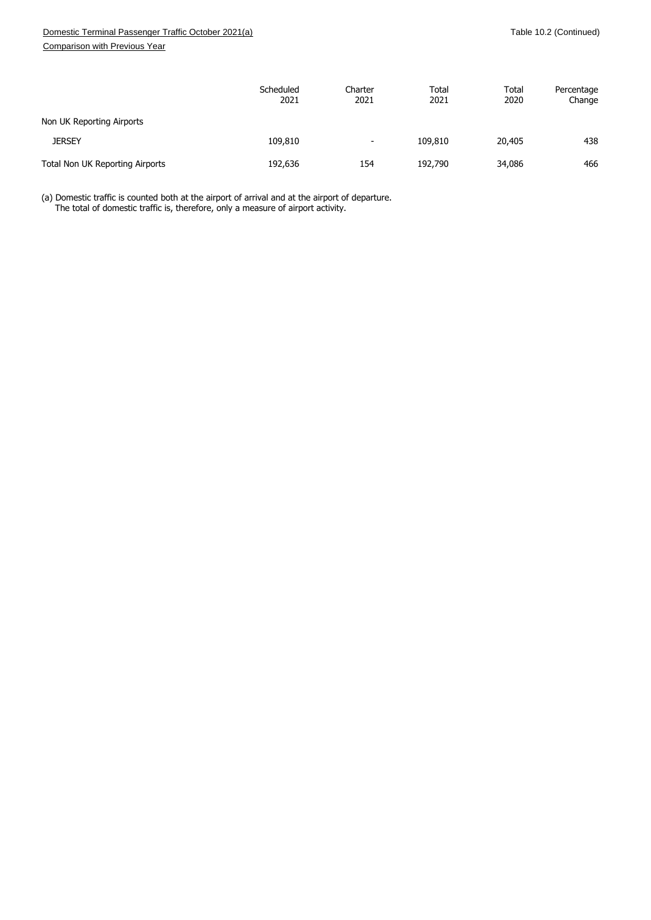Domestic Terminal Passenger Traffic October 2021(a)

Comparison with Previous Year

Table 10.2 (Continued)

| | Scheduled 2021 | Charter 2021 | Total 2021 | Total 2020 | Percentage Change |
|---|---|---|---|---|---|
| Non UK Reporting Airports | | | | | |
| JERSEY | 109,810 | - | 109,810 | 20,405 | 438 |
| Total Non UK Reporting Airports | 192,636 | 154 | 192,790 | 34,086 | 466 |

(a) Domestic traffic is counted both at the airport of arrival and at the airport of departure.
The total of domestic traffic is, therefore, only a measure of airport activity.